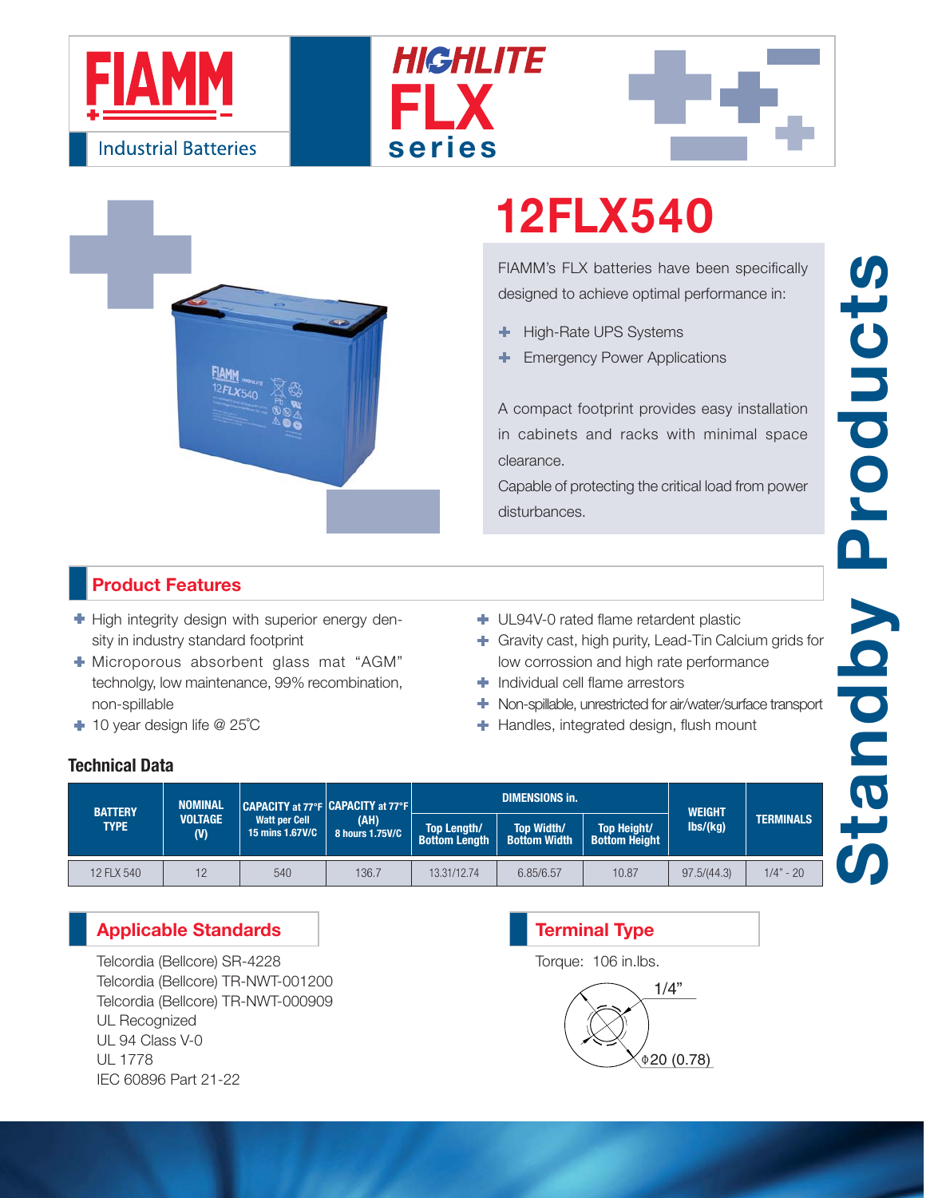FIAMM

Industrial Batteries

HIGHLITE FLX series

# 12FLX540

FIAMM's FLX batteries have been specifically designed to achieve optimal performance in:

- High-Rate UPS Systems
- Emergency Power Applications

A compact footprint provides easy installation in cabinets and racks with minimal space clearance.

Capable of protecting the critical load from power disturbances.

Standby Products

## Product Features

- High integrity design with superior energy density in industry standard footprint
- Microporous absorbent glass mat "AGM" technolgy, low maintenance, 99% recombination, non-spillable
- 10 year design life @ 25˚C
- UL94V-0 rated flame retardent plastic
- Gravity cast, high purity, Lead-Tin Calcium grids for low corrossion and high rate performance
- Individual cell flame arrestors
- Non-spillable, unrestricted for air/water/surface transport
- Handles, integrated design, flush mount

### Technical Data

| BATTERY TYPE | NOMINAL VOLTAGE (V) | CAPACITY at 77°F Watt per Cell 15 mins 1.67V/C | CAPACITY at 77°F (AH) 8 hours 1.75V/C | DIMENSIONS in. | | | WEIGHT lbs/(kg) | TERMINALS |
|---|---|---|---|---|---|---|---|---|
| | | | | Top Length/ Bottom Length | Top Width/ Bottom Width | Top Height/ Bottom Height | | |
| 12 FLX 540 | 12 | 540 | 136.7 | 13.31/12.74 | 6.85/6.57 | 10.87 | 97.5/(44.3) | 1/4" - 20 |

## Applicable Standards

Telcordia (Bellcore) SR-4228
Telcordia (Bellcore) TR-NWT-001200
Telcordia (Bellcore) TR-NWT-000909
UL Recognized
UL 94 Class V-0
UL 1778
IEC 60896 Part 21-22

## Terminal Type

Torque: 106 in.lbs.

1/4"

ϕ20 (0.78)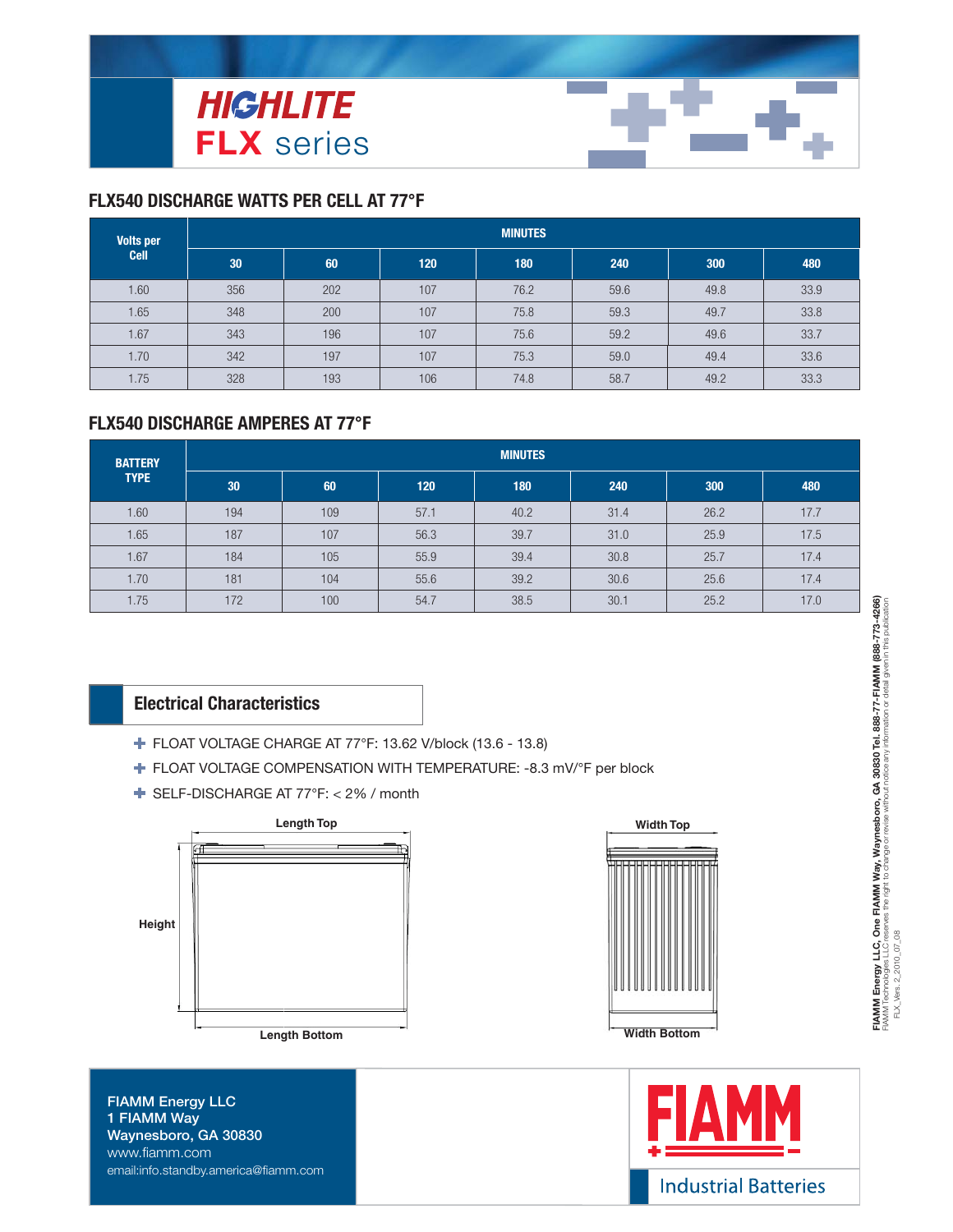# HIGHLITE FLX series

## FLX540 DISCHARGE WATTS PER CELL AT 77°F

| Volts per Cell | MINUTES | | | | | | |
|---|---|---|---|---|---|---|---|
| | 30 | 60 | 120 | 180 | 240 | 300 | 480 |
| 1.60 | 356 | 202 | 107 | 76.2 | 59.6 | 49.8 | 33.9 |
| 1.65 | 348 | 200 | 107 | 75.8 | 59.3 | 49.7 | 33.8 |
| 1.67 | 343 | 196 | 107 | 75.6 | 59.2 | 49.6 | 33.7 |
| 1.70 | 342 | 197 | 107 | 75.3 | 59.0 | 49.4 | 33.6 |
| 1.75 | 328 | 193 | 106 | 74.8 | 58.7 | 49.2 | 33.3 |

## FLX540 DISCHARGE AMPERES AT 77°F

| BATTERY TYPE | MINUTES | | | | | | |
|---|---|---|---|---|---|---|---|
| | 30 | 60 | 120 | 180 | 240 | 300 | 480 |
| 1.60 | 194 | 109 | 57.1 | 40.2 | 31.4 | 26.2 | 17.7 |
| 1.65 | 187 | 107 | 56.3 | 39.7 | 31.0 | 25.9 | 17.5 |
| 1.67 | 184 | 105 | 55.9 | 39.4 | 30.8 | 25.7 | 17.4 |
| 1.70 | 181 | 104 | 55.6 | 39.2 | 30.6 | 25.6 | 17.4 |
| 1.75 | 172 | 100 | 54.7 | 38.5 | 30.1 | 25.2 | 17.0 |

## Electrical Characteristics

- FLOAT VOLTAGE CHARGE AT 77°F: 13.62 V/block (13.6 - 13.8)
- FLOAT VOLTAGE COMPENSATION WITH TEMPERATURE: -8.3 mV/°F per block
- SELF-DISCHARGE AT 77°F: < 2% / month

Length Top

Height

Length Bottom

Width Top

Width Bottom

FIAMM Energy LLC, One FIAMM Way, Waynesboro, GA 30830 Tel. 888-77-FIAMM (888-773-4266)
FIAMM Technologies LLC reserves the right to change or revise without notice any information or detail given in this publication
FLX_Vers. 2_2010_07_08

FIAMM Energy LLC
1 FIAMM Way
Waynesboro, GA 30830
www.fiamm.com
email:info.standby.america@fiamm.com

FIAMM
Industrial Batteries